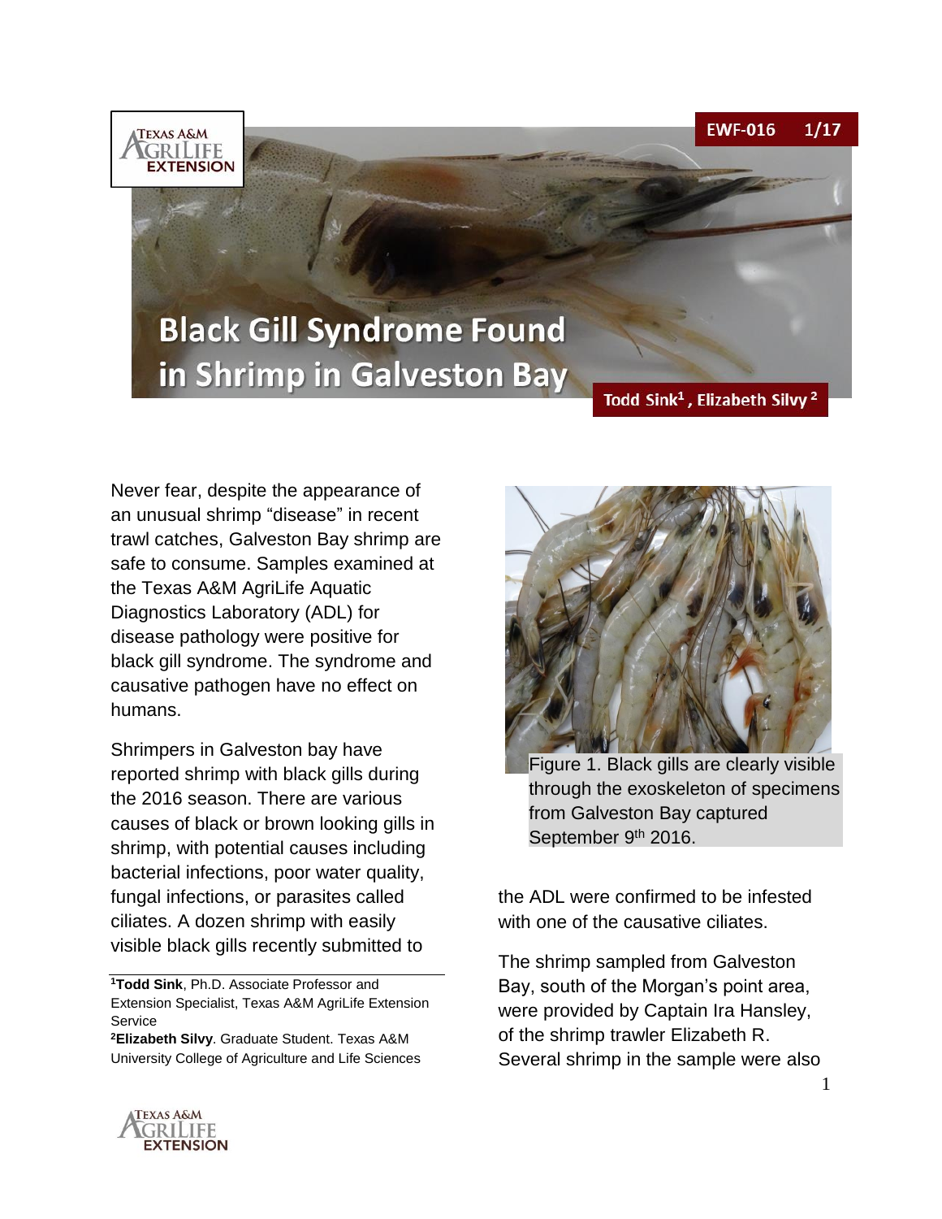EWF-016 1/17

# Black Gill Syndrome Found in Shrimp in Galveston Bay

Todd Sink[1], Elizabeth Silvy[2]

Never fear, despite the appearance of an unusual shrimp "disease" in recent trawl catches, Galveston Bay shrimp are safe to consume. Samples examined at the Texas A&M AgriLife Aquatic Diagnostics Laboratory (ADL) for disease pathology were positive for black gill syndrome. The syndrome and causative pathogen have no effect on humans.

Shrimpers in Galveston bay have reported shrimp with black gills during the 2016 season. There are various causes of black or brown looking gills in shrimp, with potential causes including bacterial infections, poor water quality, fungal infections, or parasites called ciliates. A dozen shrimp with easily visible black gills recently submitted to the ADL were confirmed to be infested with one of the causative ciliates.

Figure 1. Black gills are clearly visible through the exoskeleton of specimens from Galveston Bay captured September 9th 2016.

The shrimp sampled from Galveston Bay, south of the Morgan's point area, were provided by Captain Ira Hansley, of the shrimp trawler Elizabeth R. Several shrimp in the sample were also

[1]**Todd Sink**, Ph.D. Associate Professor and Extension Specialist, Texas A&M AgriLife Extension Service

[2]**Elizabeth Silvy**. Graduate Student. Texas A&M University College of Agriculture and Life Sciences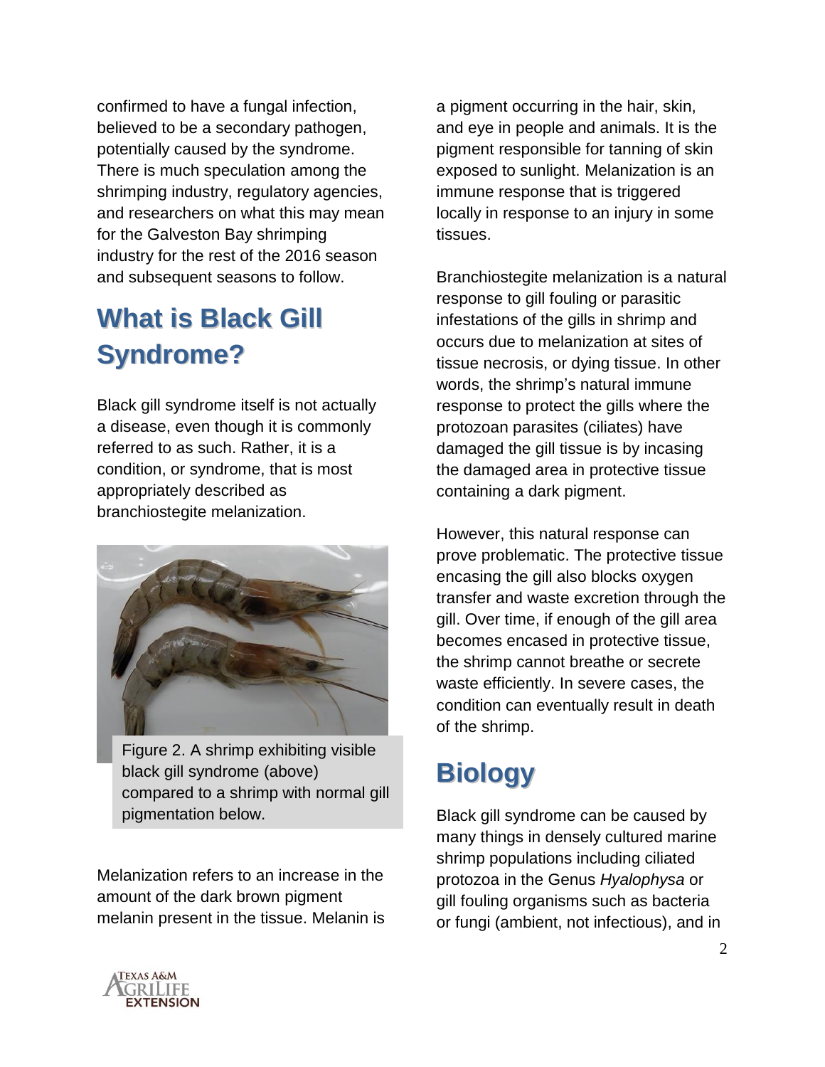confirmed to have a fungal infection, believed to be a secondary pathogen, potentially caused by the syndrome. There is much speculation among the shrimping industry, regulatory agencies, and researchers on what this may mean for the Galveston Bay shrimping industry for the rest of the 2016 season and subsequent seasons to follow.

## What is Black Gill Syndrome?

Black gill syndrome itself is not actually a disease, even though it is commonly referred to as such. Rather, it is a condition, or syndrome, that is most appropriately described as branchiostegite melanization.

Figure 2. A shrimp exhibiting visible black gill syndrome (above) compared to a shrimp with normal gill pigmentation below.

Melanization refers to an increase in the amount of the dark brown pigment melanin present in the tissue. Melanin is a pigment occurring in the hair, skin, and eye in people and animals. It is the pigment responsible for tanning of skin exposed to sunlight. Melanization is an immune response that is triggered locally in response to an injury in some tissues.

Branchiostegite melanization is a natural response to gill fouling or parasitic infestations of the gills in shrimp and occurs due to melanization at sites of tissue necrosis, or dying tissue. In other words, the shrimp's natural immune response to protect the gills where the protozoan parasites (ciliates) have damaged the gill tissue is by incasing the damaged area in protective tissue containing a dark pigment.

However, this natural response can prove problematic. The protective tissue encasing the gill also blocks oxygen transfer and waste excretion through the gill. Over time, if enough of the gill area becomes encased in protective tissue, the shrimp cannot breathe or secrete waste efficiently. In severe cases, the condition can eventually result in death of the shrimp.

## Biology

Black gill syndrome can be caused by many things in densely cultured marine shrimp populations including ciliated protozoa in the Genus *Hyalophysa* or gill fouling organisms such as bacteria or fungi (ambient, not infectious), and in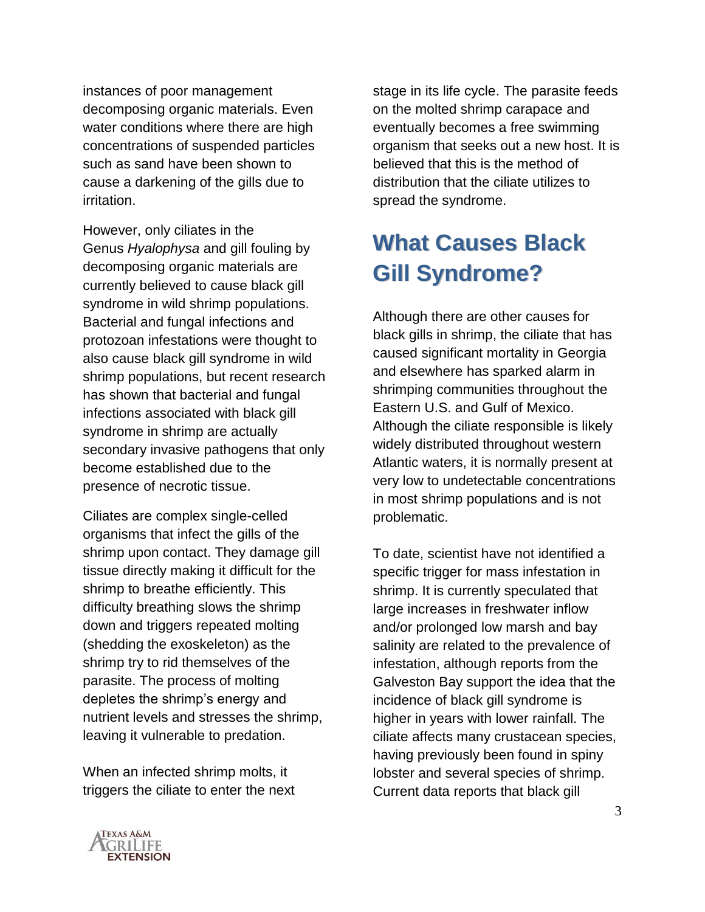instances of poor management decomposing organic materials. Even water conditions where there are high concentrations of suspended particles such as sand have been shown to cause a darkening of the gills due to irritation.

However, only ciliates in the Genus *Hyalophysa* and gill fouling by decomposing organic materials are currently believed to cause black gill syndrome in wild shrimp populations. Bacterial and fungal infections and protozoan infestations were thought to also cause black gill syndrome in wild shrimp populations, but recent research has shown that bacterial and fungal infections associated with black gill syndrome in shrimp are actually secondary invasive pathogens that only become established due to the presence of necrotic tissue.

Ciliates are complex single-celled organisms that infect the gills of the shrimp upon contact. They damage gill tissue directly making it difficult for the shrimp to breathe efficiently. This difficulty breathing slows the shrimp down and triggers repeated molting (shedding the exoskeleton) as the shrimp try to rid themselves of the parasite. The process of molting depletes the shrimp's energy and nutrient levels and stresses the shrimp, leaving it vulnerable to predation.

When an infected shrimp molts, it triggers the ciliate to enter the next stage in its life cycle. The parasite feeds on the molted shrimp carapace and eventually becomes a free swimming organism that seeks out a new host. It is believed that this is the method of distribution that the ciliate utilizes to spread the syndrome.

## What Causes Black Gill Syndrome?

Although there are other causes for black gills in shrimp, the ciliate that has caused significant mortality in Georgia and elsewhere has sparked alarm in shrimping communities throughout the Eastern U.S. and Gulf of Mexico. Although the ciliate responsible is likely widely distributed throughout western Atlantic waters, it is normally present at very low to undetectable concentrations in most shrimp populations and is not problematic.

To date, scientist have not identified a specific trigger for mass infestation in shrimp. It is currently speculated that large increases in freshwater inflow and/or prolonged low marsh and bay salinity are related to the prevalence of infestation, although reports from the Galveston Bay support the idea that the incidence of black gill syndrome is higher in years with lower rainfall. The ciliate affects many crustacean species, having previously been found in spiny lobster and several species of shrimp. Current data reports that black gill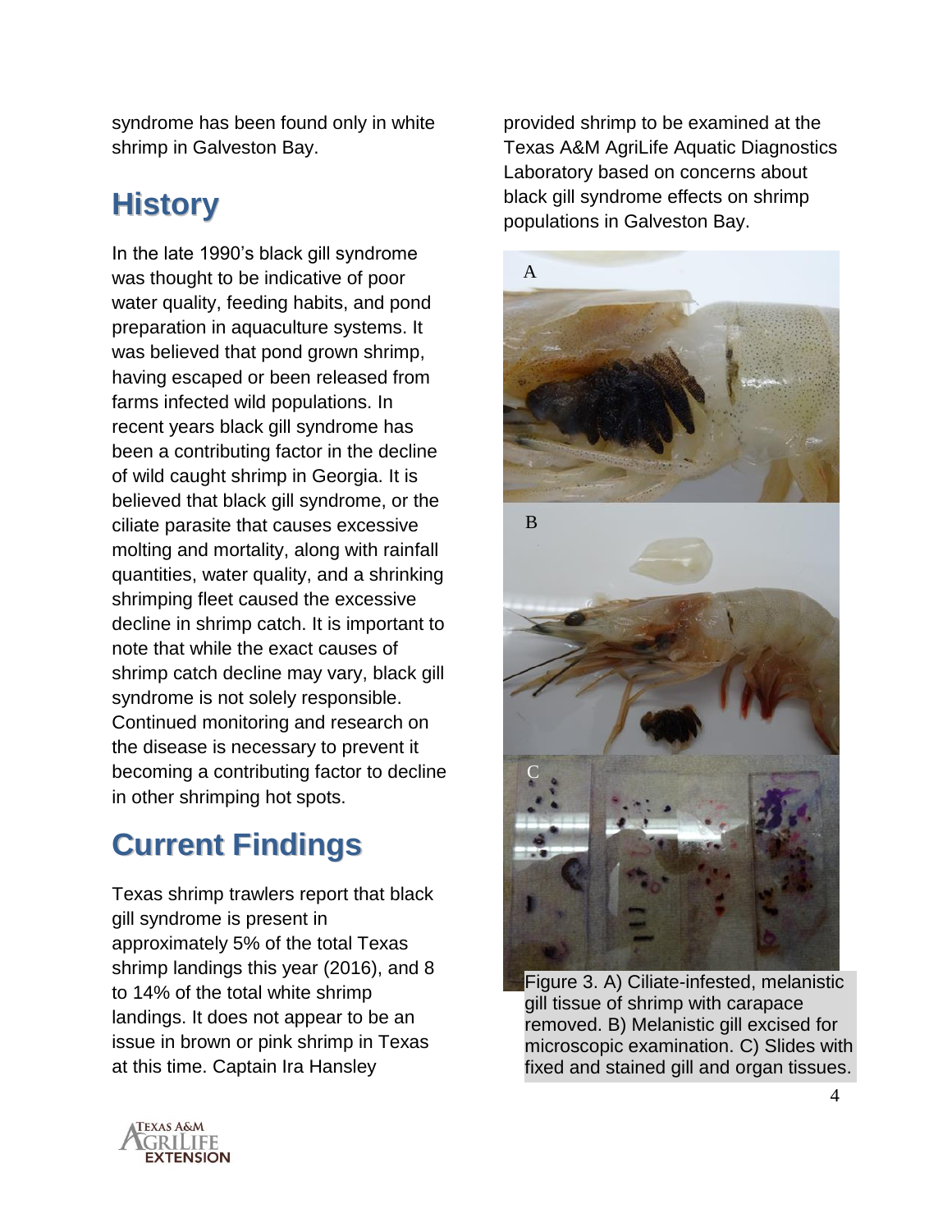syndrome has been found only in white shrimp in Galveston Bay.

## History

In the late 1990's black gill syndrome was thought to be indicative of poor water quality, feeding habits, and pond preparation in aquaculture systems. It was believed that pond grown shrimp, having escaped or been released from farms infected wild populations. In recent years black gill syndrome has been a contributing factor in the decline of wild caught shrimp in Georgia. It is believed that black gill syndrome, or the ciliate parasite that causes excessive molting and mortality, along with rainfall quantities, water quality, and a shrinking shrimping fleet caused the excessive decline in shrimp catch. It is important to note that while the exact causes of shrimp catch decline may vary, black gill syndrome is not solely responsible. Continued monitoring and research on the disease is necessary to prevent it becoming a contributing factor to decline in other shrimping hot spots.

## Current Findings

Texas shrimp trawlers report that black gill syndrome is present in approximately 5% of the total Texas shrimp landings this year (2016), and 8 to 14% of the total white shrimp landings. It does not appear to be an issue in brown or pink shrimp in Texas at this time. Captain Ira Hansley provided shrimp to be examined at the Texas A&M AgriLife Aquatic Diagnostics Laboratory based on concerns about black gill syndrome effects on shrimp populations in Galveston Bay.

Figure 3. A) Ciliate-infested, melanistic gill tissue of shrimp with carapace removed. B) Melanistic gill excised for microscopic examination. C) Slides with fixed and stained gill and organ tissues.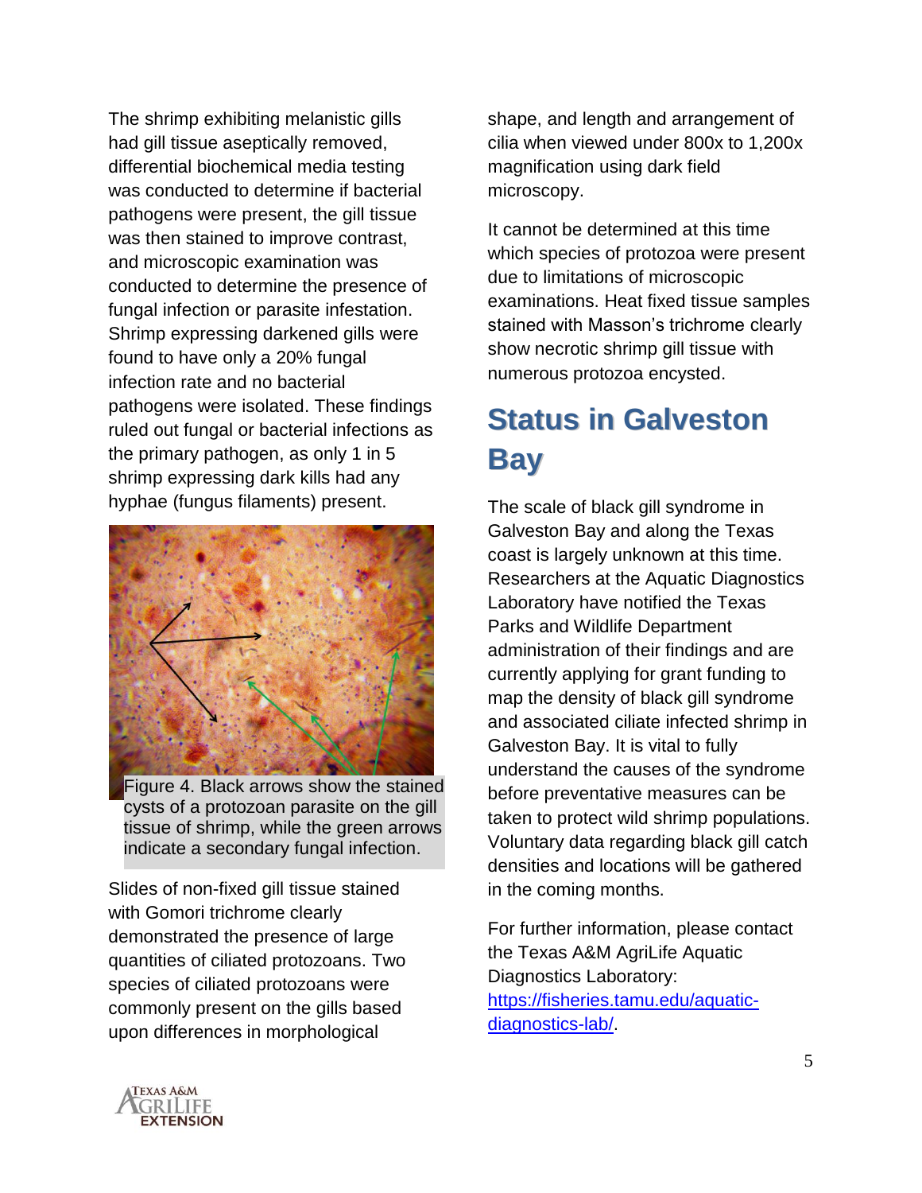The shrimp exhibiting melanistic gills had gill tissue aseptically removed, differential biochemical media testing was conducted to determine if bacterial pathogens were present, the gill tissue was then stained to improve contrast, and microscopic examination was conducted to determine the presence of fungal infection or parasite infestation. Shrimp expressing darkened gills were found to have only a 20% fungal infection rate and no bacterial pathogens were isolated. These findings ruled out fungal or bacterial infections as the primary pathogen, as only 1 in 5 shrimp expressing dark kills had any hyphae (fungus filaments) present.

Figure 4. Black arrows show the stained cysts of a protozoan parasite on the gill tissue of shrimp, while the green arrows indicate a secondary fungal infection.

Slides of non-fixed gill tissue stained with Gomori trichrome clearly demonstrated the presence of large quantities of ciliated protozoans. Two species of ciliated protozoans were commonly present on the gills based upon differences in morphological shape, and length and arrangement of cilia when viewed under 800x to 1,200x magnification using dark field microscopy.

It cannot be determined at this time which species of protozoa were present due to limitations of microscopic examinations. Heat fixed tissue samples stained with Masson's trichrome clearly show necrotic shrimp gill tissue with numerous protozoa encysted.

## Status in Galveston Bay

The scale of black gill syndrome in Galveston Bay and along the Texas coast is largely unknown at this time. Researchers at the Aquatic Diagnostics Laboratory have notified the Texas Parks and Wildlife Department administration of their findings and are currently applying for grant funding to map the density of black gill syndrome and associated ciliate infected shrimp in Galveston Bay. It is vital to fully understand the causes of the syndrome before preventative measures can be taken to protect wild shrimp populations. Voluntary data regarding black gill catch densities and locations will be gathered in the coming months.

For further information, please contact the Texas A&M AgriLife Aquatic Diagnostics Laboratory: [https://fisheries.tamu.edu/aquatic-diagnostics-lab/](https://fisheries.tamu.edu/aquatic-diagnostics-lab/).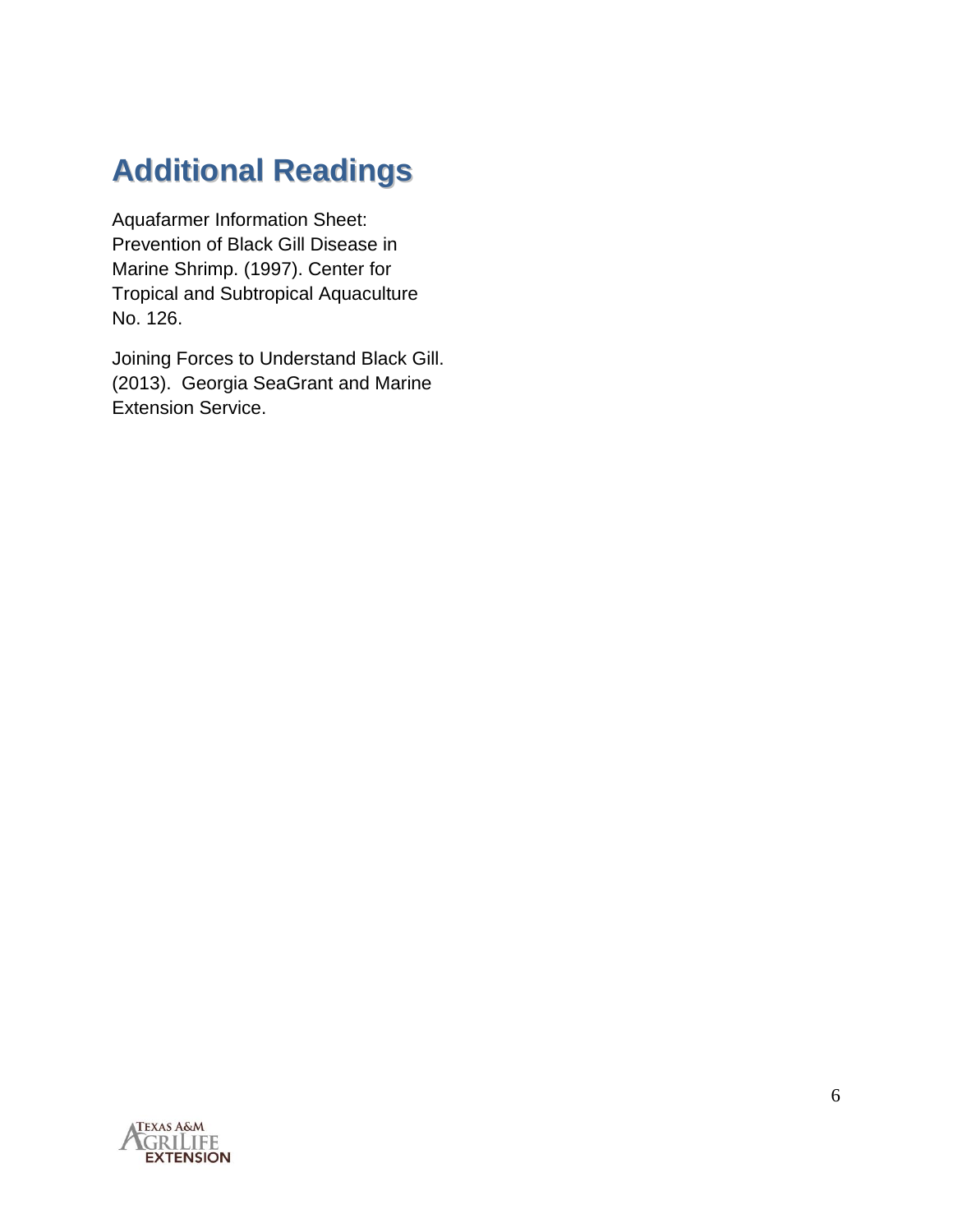# Additional Readings

Aquafarmer Information Sheet: Prevention of Black Gill Disease in Marine Shrimp. (1997). Center for Tropical and Subtropical Aquaculture No. 126.

Joining Forces to Understand Black Gill. (2013). Georgia SeaGrant and Marine Extension Service.